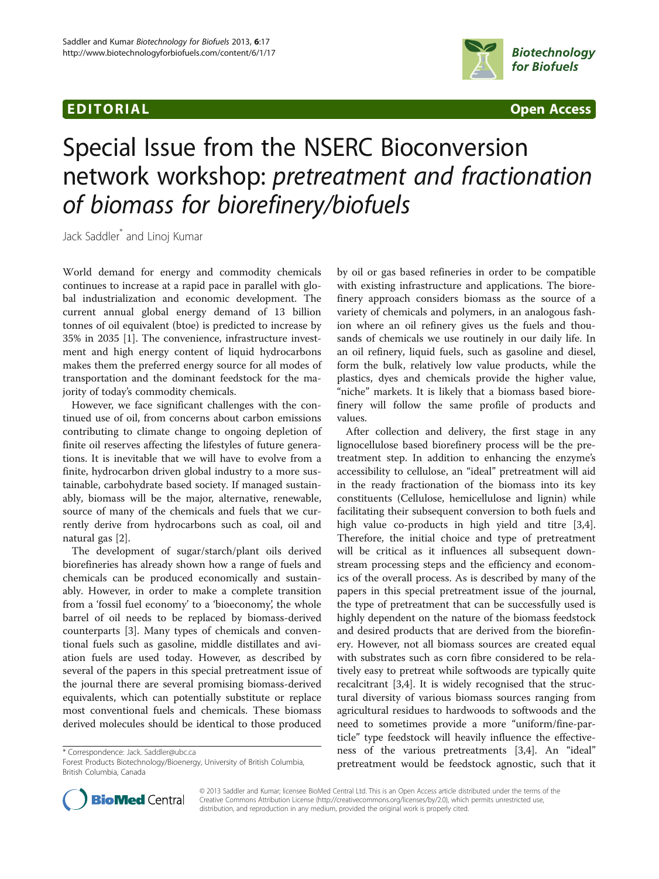EDITORIAL Open Access

# Special Issue from the NSERC Bioconversion network workshop: *pretreatment and fractionation of biomass for biorefinery/biofuels*

Jack Saddler* and Linoj Kumar

World demand for energy and commodity chemicals continues to increase at a rapid pace in parallel with global industrialization and economic development. The current annual global energy demand of 13 billion tonnes of oil equivalent (btoe) is predicted to increase by 35% in 2035 [1]. The convenience, infrastructure investment and high energy content of liquid hydrocarbons makes them the preferred energy source for all modes of transportation and the dominant feedstock for the majority of today's commodity chemicals.

However, we face significant challenges with the continued use of oil, from concerns about carbon emissions contributing to climate change to ongoing depletion of finite oil reserves affecting the lifestyles of future generations. It is inevitable that we will have to evolve from a finite, hydrocarbon driven global industry to a more sustainable, carbohydrate based society. If managed sustainably, biomass will be the major, alternative, renewable, source of many of the chemicals and fuels that we currently derive from hydrocarbons such as coal, oil and natural gas [2].

The development of sugar/starch/plant oils derived biorefineries has already shown how a range of fuels and chemicals can be produced economically and sustainably. However, in order to make a complete transition from a 'fossil fuel economy' to a 'bioeconomy', the whole barrel of oil needs to be replaced by biomass-derived counterparts [3]. Many types of chemicals and conventional fuels such as gasoline, middle distillates and aviation fuels are used today. However, as described by several of the papers in this special pretreatment issue of the journal there are several promising biomass-derived equivalents, which can potentially substitute or replace most conventional fuels and chemicals. These biomass derived molecules should be identical to those produced by oil or gas based refineries in order to be compatible with existing infrastructure and applications. The biorefinery approach considers biomass as the source of a variety of chemicals and polymers, in an analogous fashion where an oil refinery gives us the fuels and thousands of chemicals we use routinely in our daily life. In an oil refinery, liquid fuels, such as gasoline and diesel, form the bulk, relatively low value products, while the plastics, dyes and chemicals provide the higher value, "niche" markets. It is likely that a biomass based biorefinery will follow the same profile of products and values.

After collection and delivery, the first stage in any lignocellulose based biorefinery process will be the pretreatment step. In addition to enhancing the enzyme's accessibility to cellulose, an "ideal" pretreatment will aid in the ready fractionation of the biomass into its key constituents (Cellulose, hemicellulose and lignin) while facilitating their subsequent conversion to both fuels and high value co-products in high yield and titre [3,4]. Therefore, the initial choice and type of pretreatment will be critical as it influences all subsequent downstream processing steps and the efficiency and economics of the overall process. As is described by many of the papers in this special pretreatment issue of the journal, the type of pretreatment that can be successfully used is highly dependent on the nature of the biomass feedstock and desired products that are derived from the biorefinery. However, not all biomass sources are created equal with substrates such as corn fibre considered to be relatively easy to pretreat while softwoods are typically quite recalcitrant [3,4]. It is widely recognised that the structural diversity of various biomass sources ranging from agricultural residues to hardwoods to softwoods and the need to sometimes provide a more "uniform/fine-particle" type feedstock will heavily influence the effectiveness of the various pretreatments [3,4]. An "ideal" pretreatment would be feedstock agnostic, such that it

* Correspondence: Jack. Saddler@ubc.ca
Forest Products Biotechnology/Bioenergy, University of British Columbia, British Columbia, Canada

© 2013 Saddler and Kumar; licensee BioMed Central Ltd. This is an Open Access article distributed under the terms of the Creative Commons Attribution License (http://creativecommons.org/licenses/by/2.0), which permits unrestricted use, distribution, and reproduction in any medium, provided the original work is properly cited.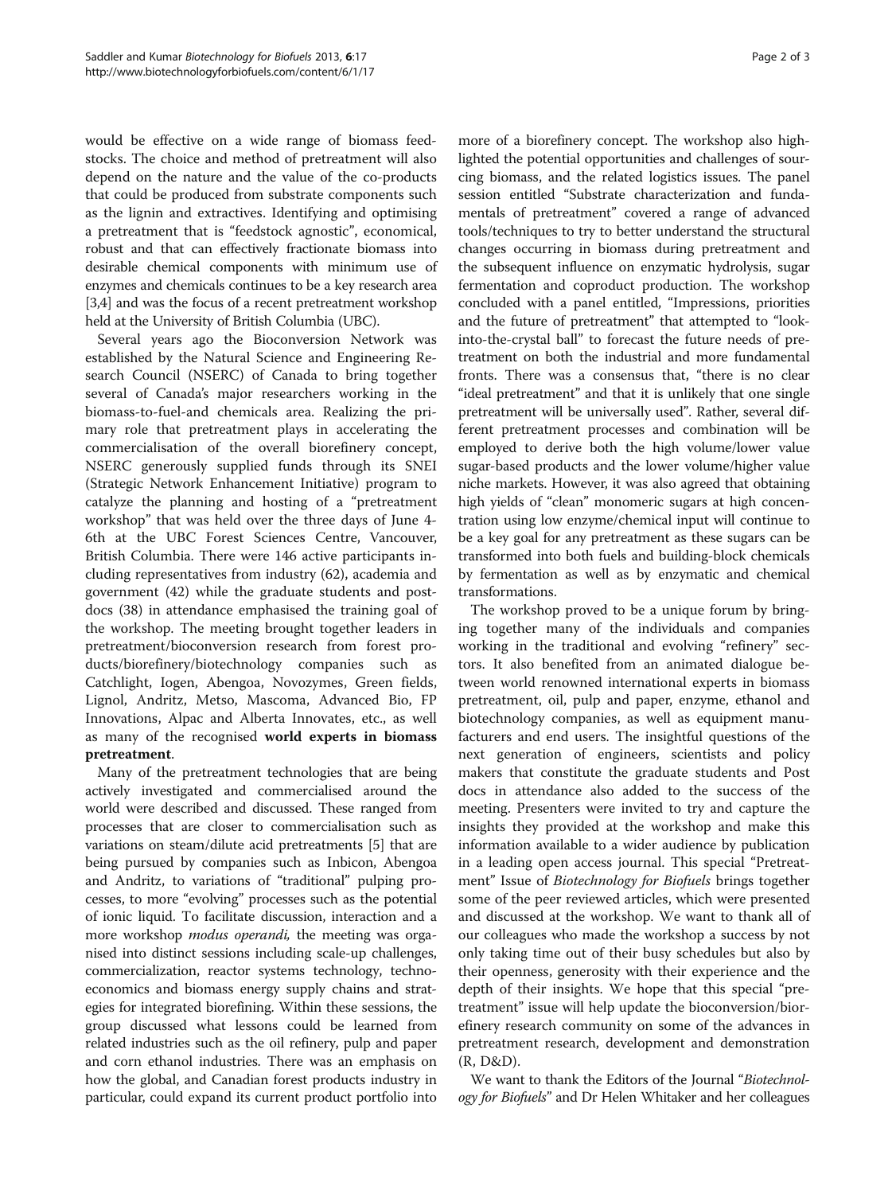would be effective on a wide range of biomass feedstocks. The choice and method of pretreatment will also depend on the nature and the value of the co-products that could be produced from substrate components such as the lignin and extractives. Identifying and optimising a pretreatment that is "feedstock agnostic", economical, robust and that can effectively fractionate biomass into desirable chemical components with minimum use of enzymes and chemicals continues to be a key research area [3,4] and was the focus of a recent pretreatment workshop held at the University of British Columbia (UBC).

Several years ago the Bioconversion Network was established by the Natural Science and Engineering Research Council (NSERC) of Canada to bring together several of Canada's major researchers working in the biomass-to-fuel-and chemicals area. Realizing the primary role that pretreatment plays in accelerating the commercialisation of the overall biorefinery concept, NSERC generously supplied funds through its SNEI (Strategic Network Enhancement Initiative) program to catalyze the planning and hosting of a "pretreatment workshop" that was held over the three days of June 4-6th at the UBC Forest Sciences Centre, Vancouver, British Columbia. There were 146 active participants including representatives from industry (62), academia and government (42) while the graduate students and post-docs (38) in attendance emphasised the training goal of the workshop. The meeting brought together leaders in pretreatment/bioconversion research from forest products/biorefinery/biotechnology companies such as Catchlight, Iogen, Abengoa, Novozymes, Green fields, Lignol, Andritz, Metso, Mascoma, Advanced Bio, FP Innovations, Alpac and Alberta Innovates, etc., as well as many of the recognised **world experts in biomass pretreatment**.

Many of the pretreatment technologies that are being actively investigated and commercialised around the world were described and discussed. These ranged from processes that are closer to commercialisation such as variations on steam/dilute acid pretreatments [5] that are being pursued by companies such as Inbicon, Abengoa and Andritz, to variations of "traditional" pulping processes, to more "evolving" processes such as the potential of ionic liquid. To facilitate discussion, interaction and a more workshop *modus operandi,* the meeting was organised into distinct sessions including scale-up challenges, commercialization, reactor systems technology, techno-economics and biomass energy supply chains and strategies for integrated biorefining. Within these sessions, the group discussed what lessons could be learned from related industries such as the oil refinery, pulp and paper and corn ethanol industries. There was an emphasis on how the global, and Canadian forest products industry in particular, could expand its current product portfolio into more of a biorefinery concept. The workshop also highlighted the potential opportunities and challenges of sourcing biomass, and the related logistics issues. The panel session entitled "Substrate characterization and fundamentals of pretreatment" covered a range of advanced tools/techniques to try to better understand the structural changes occurring in biomass during pretreatment and the subsequent influence on enzymatic hydrolysis, sugar fermentation and coproduct production. The workshop concluded with a panel entitled, "Impressions, priorities and the future of pretreatment" that attempted to "look-into-the-crystal ball" to forecast the future needs of pretreatment on both the industrial and more fundamental fronts. There was a consensus that, "there is no clear "ideal pretreatment" and that it is unlikely that one single pretreatment will be universally used". Rather, several different pretreatment processes and combination will be employed to derive both the high volume/lower value sugar-based products and the lower volume/higher value niche markets. However, it was also agreed that obtaining high yields of "clean" monomeric sugars at high concentration using low enzyme/chemical input will continue to be a key goal for any pretreatment as these sugars can be transformed into both fuels and building-block chemicals by fermentation as well as by enzymatic and chemical transformations.

The workshop proved to be a unique forum by bringing together many of the individuals and companies working in the traditional and evolving "refinery" sectors. It also benefited from an animated dialogue between world renowned international experts in biomass pretreatment, oil, pulp and paper, enzyme, ethanol and biotechnology companies, as well as equipment manufacturers and end users. The insightful questions of the next generation of engineers, scientists and policy makers that constitute the graduate students and Post docs in attendance also added to the success of the meeting. Presenters were invited to try and capture the insights they provided at the workshop and make this information available to a wider audience by publication in a leading open access journal. This special "Pretreatment" Issue of *Biotechnology for Biofuels* brings together some of the peer reviewed articles, which were presented and discussed at the workshop. We want to thank all of our colleagues who made the workshop a success by not only taking time out of their busy schedules but also by their openness, generosity with their experience and the depth of their insights. We hope that this special "pretreatment" issue will help update the bioconversion/biorefinery research community on some of the advances in pretreatment research, development and demonstration (R, D&D).

We want to thank the Editors of the Journal "*Biotechnology for Biofuels*" and Dr Helen Whitaker and her colleagues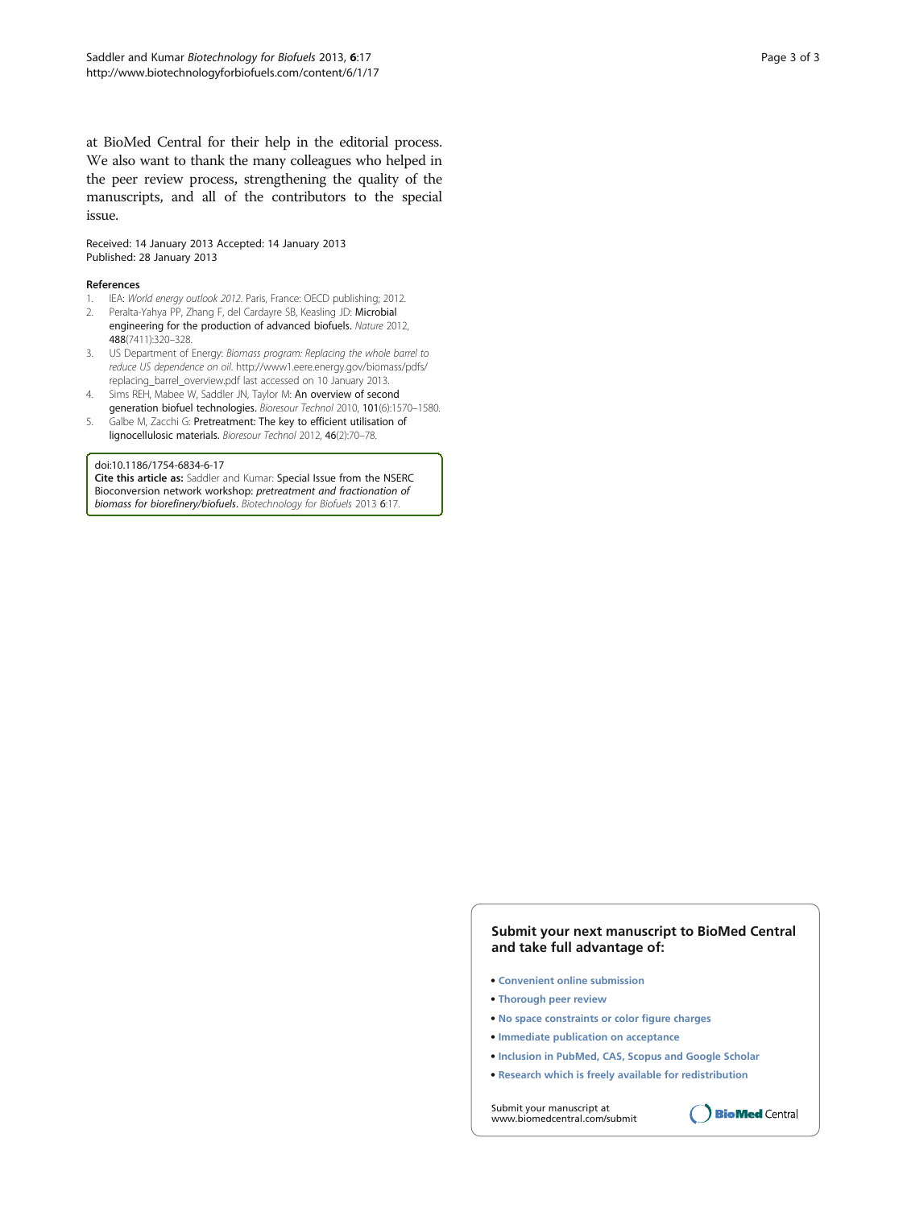at BioMed Central for their help in the editorial process. We also want to thank the many colleagues who helped in the peer review process, strengthening the quality of the manuscripts, and all of the contributors to the special issue.

Received: 14 January 2013 Accepted: 14 January 2013
Published: 28 January 2013

#### References

1. IEA: *World energy outlook 2012*. Paris, France: OECD publishing; 2012.
2. Peralta-Yahya PP, Zhang F, del Cardayre SB, Keasling JD: **Microbial engineering for the production of advanced biofuels.** *Nature* 2012, **488**(7411):320–328.
3. US Department of Energy: *Biomass program: Replacing the whole barrel to reduce US dependence on oil*. http://www1.eere.energy.gov/biomass/pdfs/replacing_barrel_overview.pdf last accessed on 10 January 2013.
4. Sims REH, Mabee W, Saddler JN, Taylor M: **An overview of second generation biofuel technologies.** *Bioresour Technol* 2010, **101**(6):1570–1580.
5. Galbe M, Zacchi G: **Pretreatment: The key to efficient utilisation of lignocellulosic materials.** *Bioresour Technol* 2012, **46**(2):70–78.

doi:10.1186/1754-6834-6-17
**Cite this article as:** Saddler and Kumar: Special Issue from the NSERC Bioconversion network workshop: *pretreatment and fractionation of biomass for biorefinery/biofuels*. *Biotechnology for Biofuels* 2013 **6**:17.

**Submit your next manuscript to BioMed Central and take full advantage of:**

- **Convenient online submission**
- **Thorough peer review**
- **No space constraints or color figure charges**
- **Immediate publication on acceptance**
- **Inclusion in PubMed, CAS, Scopus and Google Scholar**
- **Research which is freely available for redistribution**

Submit your manuscript at
www.biomedcentral.com/submit

BioMed Central